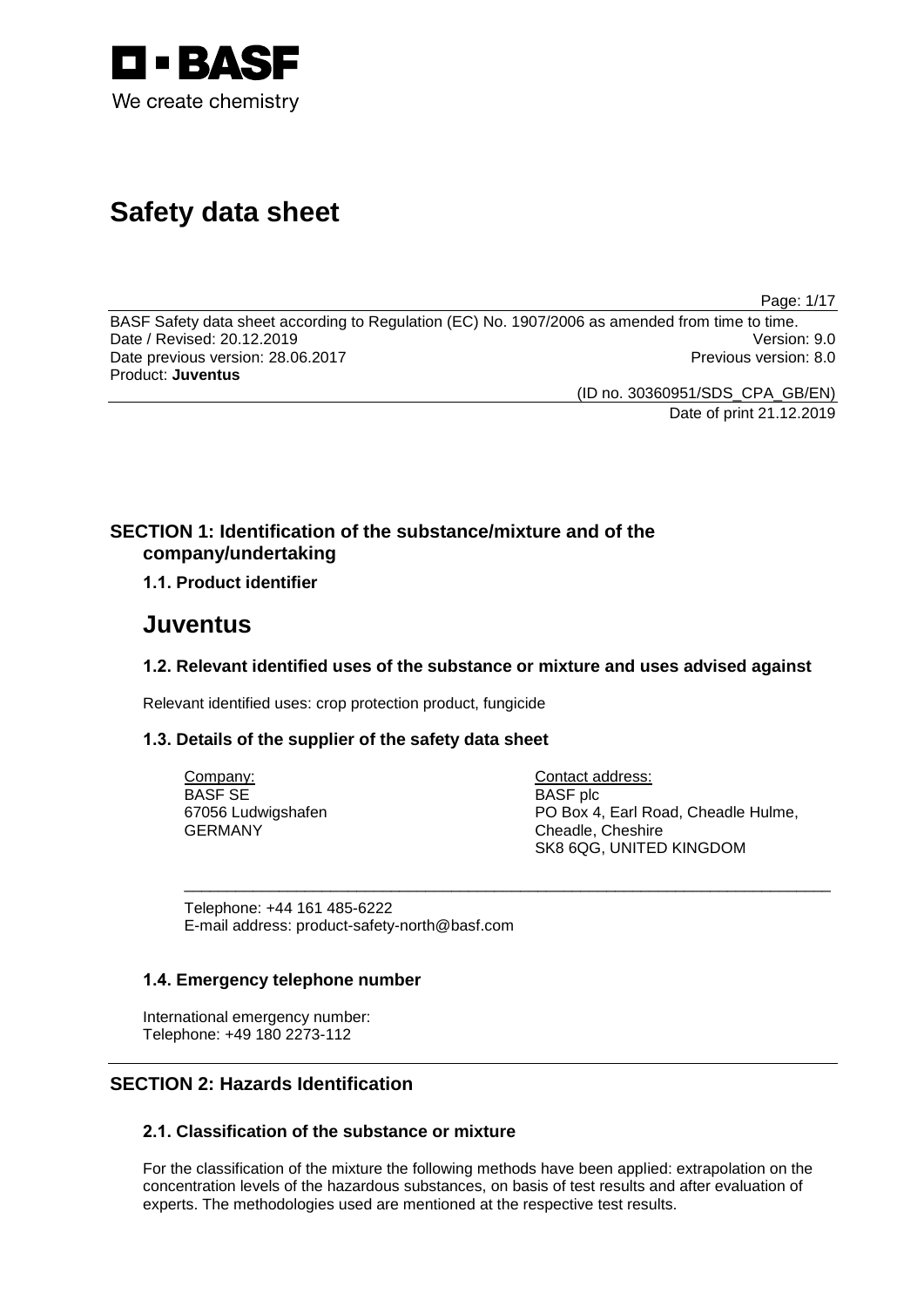BASF

We create chemistry

# Safety data sheet

BASF Safety data sheet according to Regulation (EC) No. 1907/2006 as amended from time to time.
Date / Revised: 20.12.2019 Version: 9.0
Date previous version: 28.06.2017 Previous version: 8.0
Product: **Juventus**

(ID no. 30360951/SDS_CPA_GB/EN)
Date of print 21.12.2019

## SECTION 1: Identification of the substance/mixture and of the company/undertaking

### 1.1. Product identifier

# Juventus

### 1.2. Relevant identified uses of the substance or mixture and uses advised against

Relevant identified uses: crop protection product, fungicide

### 1.3. Details of the supplier of the safety data sheet

| Company: | Contact address: |
|---|---|
| BASF SE | BASF plc |
| 67056 Ludwigshafen | PO Box 4, Earl Road, Cheadle Hulme, |
| GERMANY | Cheadle, Cheshire |
| | SK8 6QG, UNITED KINGDOM |

Telephone: +44 161 485-6222
E-mail address: product-safety-north@basf.com

### 1.4. Emergency telephone number

International emergency number:
Telephone: +49 180 2273-112

## SECTION 2: Hazards Identification

### 2.1. Classification of the substance or mixture

For the classification of the mixture the following methods have been applied: extrapolation on the concentration levels of the hazardous substances, on basis of test results and after evaluation of experts. The methodologies used are mentioned at the respective test results.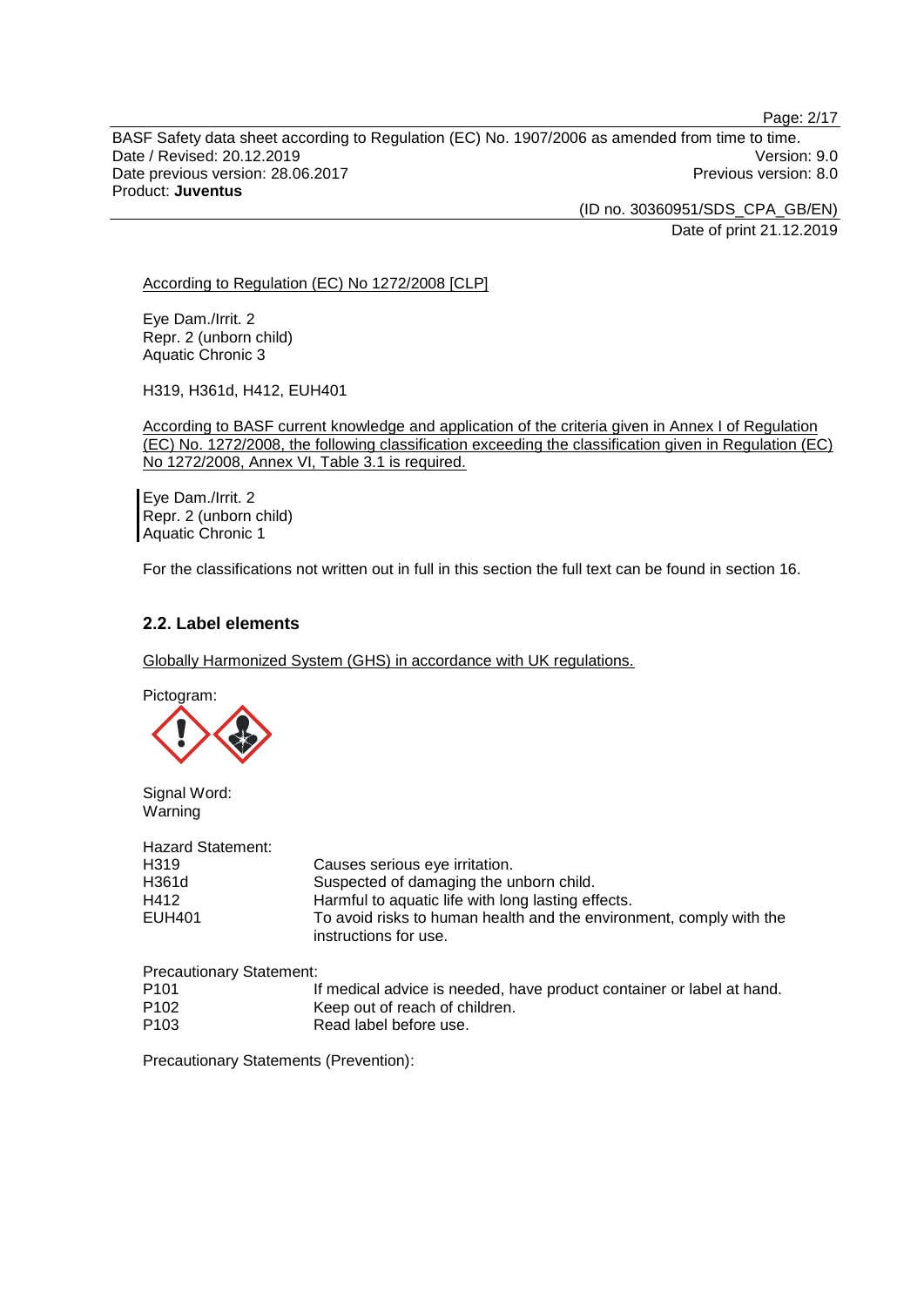According to Regulation (EC) No 1272/2008 [CLP]

Eye Dam./Irrit. 2
Repr. 2 (unborn child)
Aquatic Chronic 3

H319, H361d, H412, EUH401

According to BASF current knowledge and application of the criteria given in Annex I of Regulation (EC) No. 1272/2008, the following classification exceeding the classification given in Regulation (EC) No 1272/2008, Annex VI, Table 3.1 is required.

Eye Dam./Irrit. 2
Repr. 2 (unborn child)
Aquatic Chronic 1

For the classifications not written out in full in this section the full text can be found in section 16.

## 2.2. Label elements

Globally Harmonized System (GHS) in accordance with UK regulations.

Pictogram:

Signal Word:
Warning

Hazard Statement:

| | |
|---|---|
| H319 | Causes serious eye irritation. |
| H361d | Suspected of damaging the unborn child. |
| H412 | Harmful to aquatic life with long lasting effects. |
| EUH401 | To avoid risks to human health and the environment, comply with the instructions for use. |

Precautionary Statement:

| | |
|---|---|
| P101 | If medical advice is needed, have product container or label at hand. |
| P102 | Keep out of reach of children. |
| P103 | Read label before use. |

Precautionary Statements (Prevention):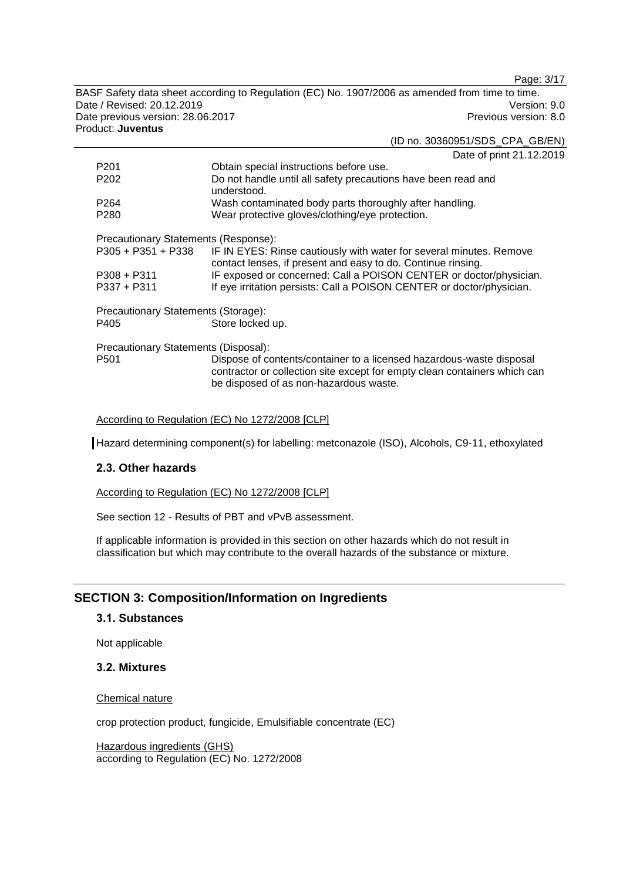| | |
|---|---|
| P201 | Obtain special instructions before use. |
| P202 | Do not handle until all safety precautions have been read and understood. |
| P264 | Wash contaminated body parts thoroughly after handling. |
| P280 | Wear protective gloves/clothing/eye protection. |

Precautionary Statements (Response):

| | |
|---|---|
| P305 + P351 + P338 | IF IN EYES: Rinse cautiously with water for several minutes. Remove contact lenses, if present and easy to do. Continue rinsing. |
| P308 + P311 | IF exposed or concerned: Call a POISON CENTER or doctor/physician. |
| P337 + P311 | If eye irritation persists: Call a POISON CENTER or doctor/physician. |

Precautionary Statements (Storage):

| | |
|---|---|
| P405 | Store locked up. |

Precautionary Statements (Disposal):

| | |
|---|---|
| P501 | Dispose of contents/container to a licensed hazardous-waste disposal contractor or collection site except for empty clean containers which can be disposed of as non-hazardous waste. |

According to Regulation (EC) No 1272/2008 [CLP]

Hazard determining component(s) for labelling: metconazole (ISO), Alcohols, C9-11, ethoxylated

### 2.3. Other hazards

According to Regulation (EC) No 1272/2008 [CLP]

See section 12 - Results of PBT and vPvB assessment.

If applicable information is provided in this section on other hazards which do not result in classification but which may contribute to the overall hazards of the substance or mixture.

## SECTION 3: Composition/Information on Ingredients

### 3.1. Substances

Not applicable

### 3.2. Mixtures

Chemical nature

crop protection product, fungicide, Emulsifiable concentrate (EC)

Hazardous ingredients (GHS)
according to Regulation (EC) No. 1272/2008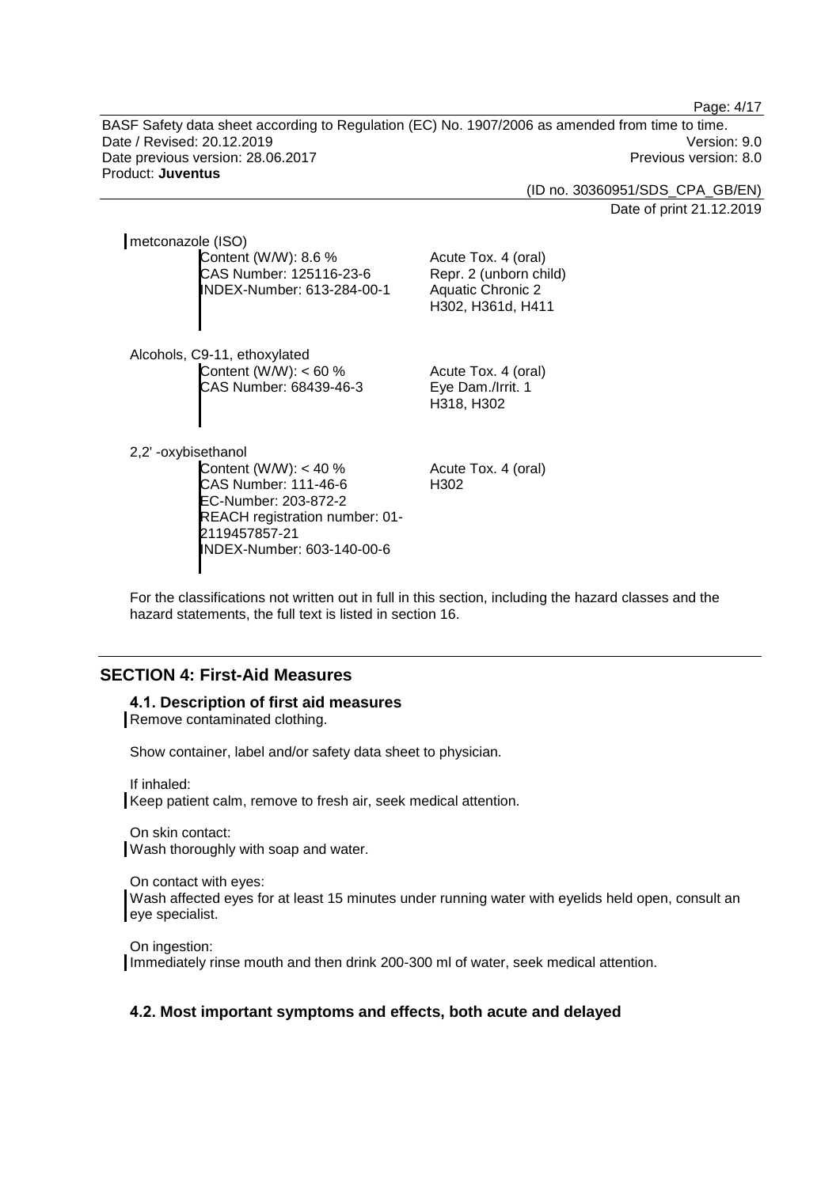metconazole (ISO)

Content (W/W): 8.6 %
CAS Number: 125116-23-6
INDEX-Number: 613-284-00-1

Acute Tox. 4 (oral)
Repr. 2 (unborn child)
Aquatic Chronic 2
H302, H361d, H411

Alcohols, C9-11, ethoxylated

Content (W/W): < 60 %
CAS Number: 68439-46-3

Acute Tox. 4 (oral)
Eye Dam./Irrit. 1
H318, H302

2,2' -oxybisethanol

Content (W/W): < 40 %
CAS Number: 111-46-6
EC-Number: 203-872-2
REACH registration number: 01-2119457857-21
INDEX-Number: 603-140-00-6

Acute Tox. 4 (oral)
H302

For the classifications not written out in full in this section, including the hazard classes and the hazard statements, the full text is listed in section 16.

## SECTION 4: First-Aid Measures

### 4.1. Description of first aid measures

Remove contaminated clothing.

Show container, label and/or safety data sheet to physician.

If inhaled:
Keep patient calm, remove to fresh air, seek medical attention.

On skin contact:
Wash thoroughly with soap and water.

On contact with eyes:
Wash affected eyes for at least 15 minutes under running water with eyelids held open, consult an eye specialist.

On ingestion:
Immediately rinse mouth and then drink 200-300 ml of water, seek medical attention.

### 4.2. Most important symptoms and effects, both acute and delayed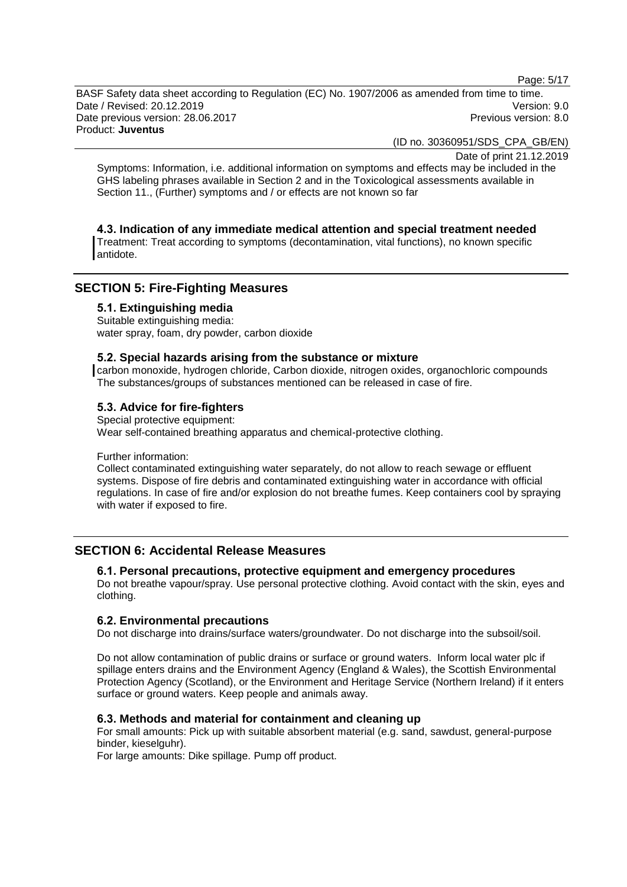Symptoms: Information, i.e. additional information on symptoms and effects may be included in the GHS labeling phrases available in Section 2 and in the Toxicological assessments available in Section 11., (Further) symptoms and / or effects are not known so far

### 4.3. Indication of any immediate medical attention and special treatment needed

Treatment: Treat according to symptoms (decontamination, vital functions), no known specific antidote.

## SECTION 5: Fire-Fighting Measures

### 5.1. Extinguishing media

Suitable extinguishing media:
water spray, foam, dry powder, carbon dioxide

### 5.2. Special hazards arising from the substance or mixture

carbon monoxide, hydrogen chloride, Carbon dioxide, nitrogen oxides, organochloric compounds
The substances/groups of substances mentioned can be released in case of fire.

### 5.3. Advice for fire-fighters

Special protective equipment:
Wear self-contained breathing apparatus and chemical-protective clothing.

Further information:
Collect contaminated extinguishing water separately, do not allow to reach sewage or effluent systems. Dispose of fire debris and contaminated extinguishing water in accordance with official regulations. In case of fire and/or explosion do not breathe fumes. Keep containers cool by spraying with water if exposed to fire.

## SECTION 6: Accidental Release Measures

### 6.1. Personal precautions, protective equipment and emergency procedures

Do not breathe vapour/spray. Use personal protective clothing. Avoid contact with the skin, eyes and clothing.

### 6.2. Environmental precautions

Do not discharge into drains/surface waters/groundwater. Do not discharge into the subsoil/soil.

Do not allow contamination of public drains or surface or ground waters. Inform local water plc if spillage enters drains and the Environment Agency (England & Wales), the Scottish Environmental Protection Agency (Scotland), or the Environment and Heritage Service (Northern Ireland) if it enters surface or ground waters. Keep people and animals away.

### 6.3. Methods and material for containment and cleaning up

For small amounts: Pick up with suitable absorbent material (e.g. sand, sawdust, general-purpose binder, kieselguhr).
For large amounts: Dike spillage. Pump off product.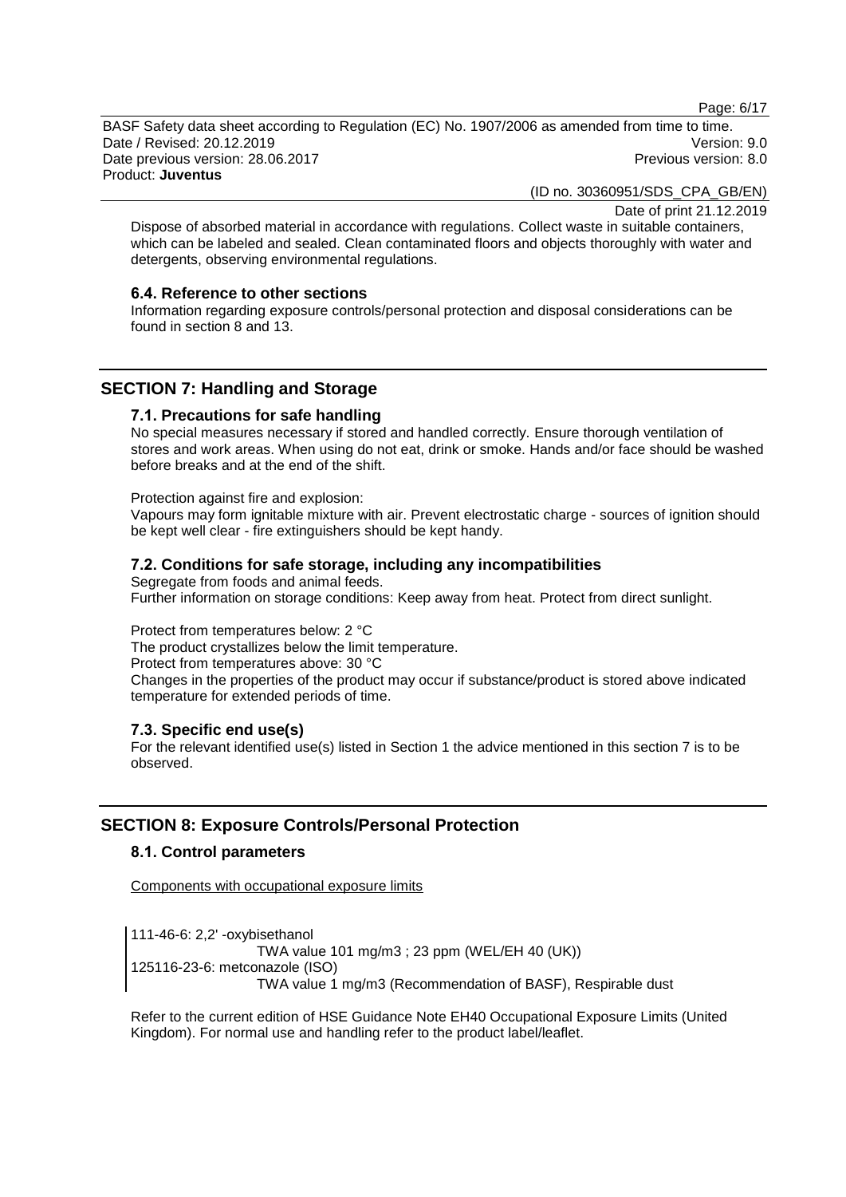Dispose of absorbed material in accordance with regulations. Collect waste in suitable containers, which can be labeled and sealed. Clean contaminated floors and objects thoroughly with water and detergents, observing environmental regulations.

### 6.4. Reference to other sections

Information regarding exposure controls/personal protection and disposal considerations can be found in section 8 and 13.

## SECTION 7: Handling and Storage

### 7.1. Precautions for safe handling

No special measures necessary if stored and handled correctly. Ensure thorough ventilation of stores and work areas. When using do not eat, drink or smoke. Hands and/or face should be washed before breaks and at the end of the shift.

Protection against fire and explosion:

Vapours may form ignitable mixture with air. Prevent electrostatic charge - sources of ignition should be kept well clear - fire extinguishers should be kept handy.

### 7.2. Conditions for safe storage, including any incompatibilities

Segregate from foods and animal feeds.
Further information on storage conditions: Keep away from heat. Protect from direct sunlight.

Protect from temperatures below: 2 °C
The product crystallizes below the limit temperature.
Protect from temperatures above: 30 °C
Changes in the properties of the product may occur if substance/product is stored above indicated temperature for extended periods of time.

### 7.3. Specific end use(s)

For the relevant identified use(s) listed in Section 1 the advice mentioned in this section 7 is to be observed.

## SECTION 8: Exposure Controls/Personal Protection

### 8.1. Control parameters

Components with occupational exposure limits

111-46-6: 2,2' -oxybisethanol
TWA value 101 mg/m3 ; 23 ppm (WEL/EH 40 (UK))
125116-23-6: metconazole (ISO)
TWA value 1 mg/m3 (Recommendation of BASF), Respirable dust

Refer to the current edition of HSE Guidance Note EH40 Occupational Exposure Limits (United Kingdom). For normal use and handling refer to the product label/leaflet.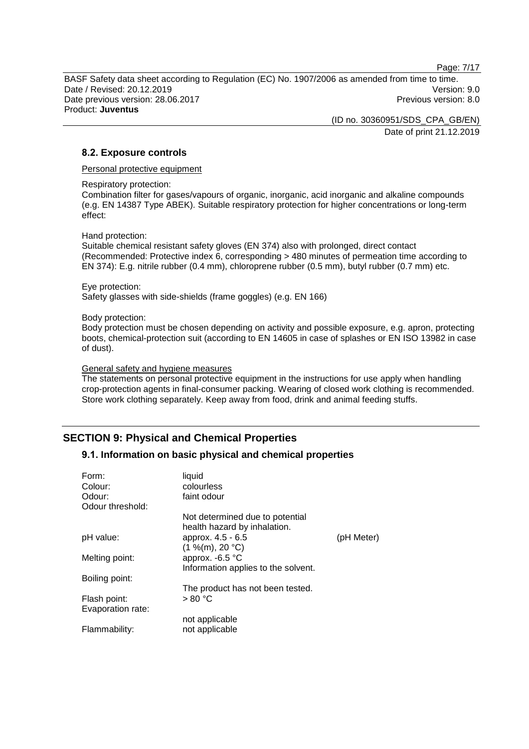## 8.2. Exposure controls

Personal protective equipment

Respiratory protection:
Combination filter for gases/vapours of organic, inorganic, acid inorganic and alkaline compounds (e.g. EN 14387 Type ABEK). Suitable respiratory protection for higher concentrations or long-term effect:

Hand protection:
Suitable chemical resistant safety gloves (EN 374) also with prolonged, direct contact (Recommended: Protective index 6, corresponding > 480 minutes of permeation time according to EN 374): E.g. nitrile rubber (0.4 mm), chloroprene rubber (0.5 mm), butyl rubber (0.7 mm) etc.

Eye protection:
Safety glasses with side-shields (frame goggles) (e.g. EN 166)

Body protection:
Body protection must be chosen depending on activity and possible exposure, e.g. apron, protecting boots, chemical-protection suit (according to EN 14605 in case of splashes or EN ISO 13982 in case of dust).

General safety and hygiene measures
The statements on personal protective equipment in the instructions for use apply when handling crop-protection agents in final-consumer packing. Wearing of closed work clothing is recommended. Store work clothing separately. Keep away from food, drink and animal feeding stuffs.

# SECTION 9: Physical and Chemical Properties

## 9.1. Information on basic physical and chemical properties

| | | |
|---|---|---|
| Form: | liquid | |
| Colour: | colourless | |
| Odour: | faint odour | |
| Odour threshold: | | |
| | Not determined due to potential health hazard by inhalation. | |
| pH value: | approx. 4.5 - 6.5<br>(1 %(m), 20 °C) | (pH Meter) |
| Melting point: | approx. -6.5 °C<br>Information applies to the solvent. | |
| Boiling point: | | |
| | The product has not been tested. | |
| Flash point: | > 80 °C | |
| Evaporation rate: | | |
| | not applicable | |
| Flammability: | not applicable | |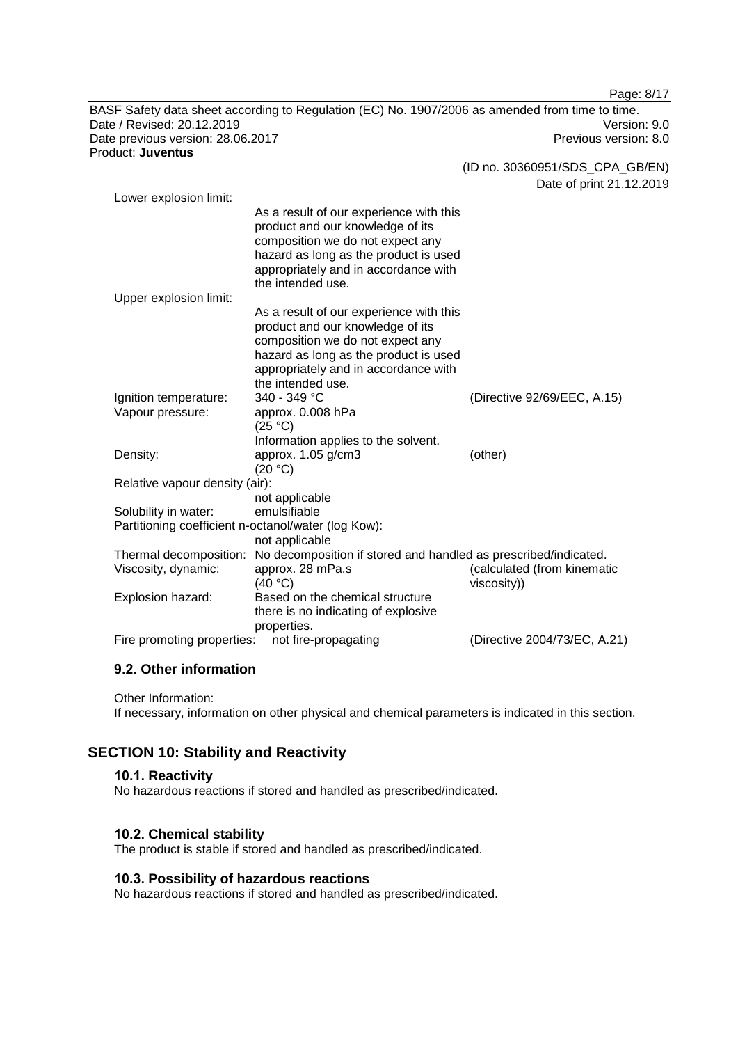| | | |
|---|---|---|
| Lower explosion limit: | As a result of our experience with this product and our knowledge of its composition we do not expect any hazard as long as the product is used appropriately and in accordance with the intended use. | |
| Upper explosion limit: | As a result of our experience with this product and our knowledge of its composition we do not expect any hazard as long as the product is used appropriately and in accordance with the intended use. | |
| Ignition temperature: | 340 - 349 °C | (Directive 92/69/EEC, A.15) |
| Vapour pressure: | approx. 0.008 hPa (25 °C) Information applies to the solvent. | |
| Density: | approx. 1.05 g/cm3 (20 °C) | (other) |
| Relative vapour density (air): | not applicable | |
| Solubility in water: | emulsifiable | |
| Partitioning coefficient n-octanol/water (log Kow): | not applicable | |
| Thermal decomposition: | No decomposition if stored and handled as prescribed/indicated. | |
| Viscosity, dynamic: | approx. 28 mPa.s (40 °C) | (calculated (from kinematic viscosity)) |
| Explosion hazard: | Based on the chemical structure there is no indicating of explosive properties. | |
| Fire promoting properties: | not fire-propagating | (Directive 2004/73/EC, A.21) |

### 9.2. Other information

Other Information:
If necessary, information on other physical and chemical parameters is indicated in this section.

## SECTION 10: Stability and Reactivity

### 10.1. Reactivity

No hazardous reactions if stored and handled as prescribed/indicated.

### 10.2. Chemical stability

The product is stable if stored and handled as prescribed/indicated.

### 10.3. Possibility of hazardous reactions

No hazardous reactions if stored and handled as prescribed/indicated.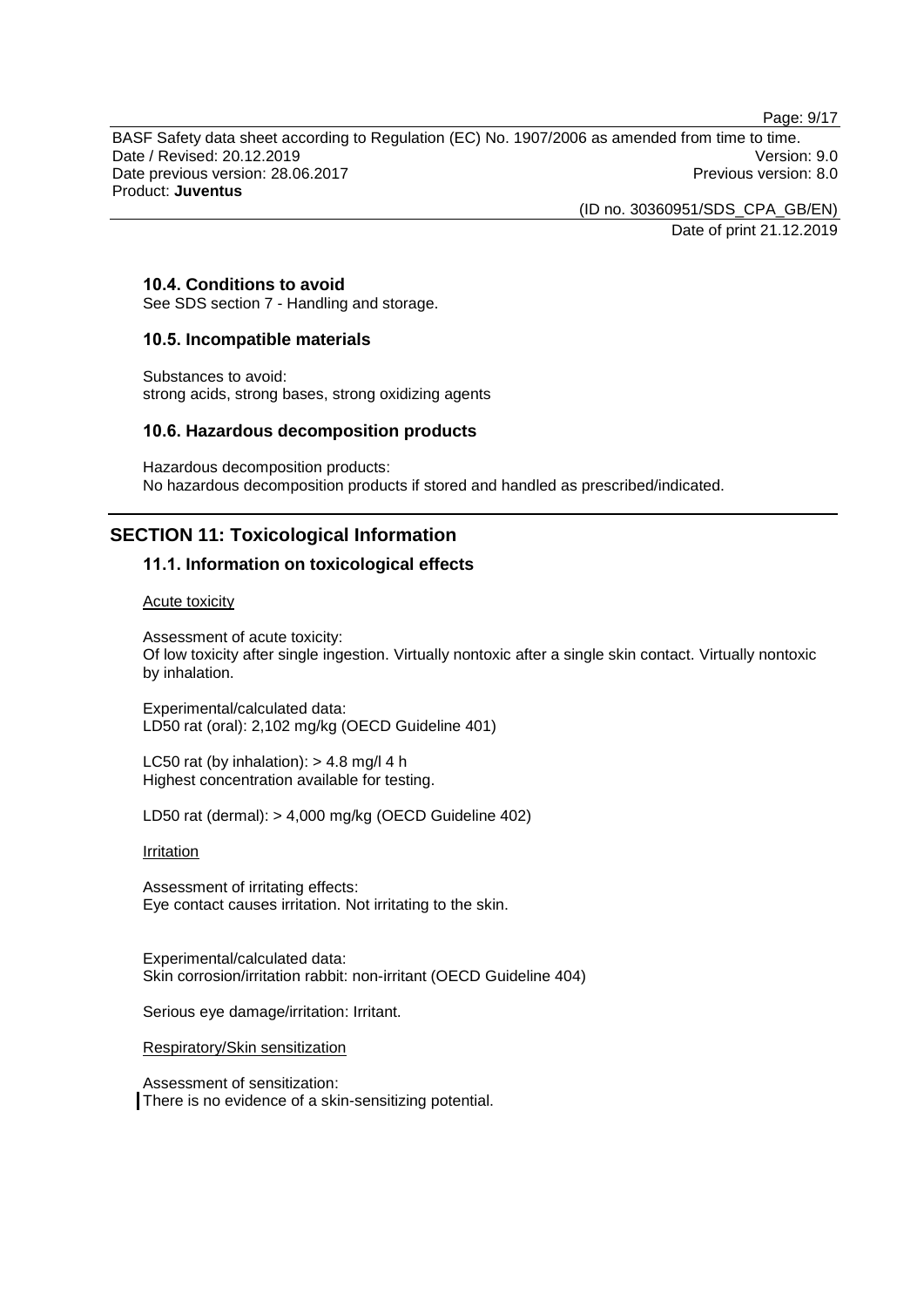### 10.4. Conditions to avoid

See SDS section 7 - Handling and storage.

### 10.5. Incompatible materials

Substances to avoid:
strong acids, strong bases, strong oxidizing agents

### 10.6. Hazardous decomposition products

Hazardous decomposition products:
No hazardous decomposition products if stored and handled as prescribed/indicated.

## SECTION 11: Toxicological Information

### 11.1. Information on toxicological effects

Acute toxicity

Assessment of acute toxicity:
Of low toxicity after single ingestion. Virtually nontoxic after a single skin contact. Virtually nontoxic by inhalation.

Experimental/calculated data:
LD50 rat (oral): 2,102 mg/kg (OECD Guideline 401)

LC50 rat (by inhalation): > 4.8 mg/l 4 h
Highest concentration available for testing.

LD50 rat (dermal): > 4,000 mg/kg (OECD Guideline 402)

Irritation

Assessment of irritating effects:
Eye contact causes irritation. Not irritating to the skin.

Experimental/calculated data:
Skin corrosion/irritation rabbit: non-irritant (OECD Guideline 404)

Serious eye damage/irritation: Irritant.

Respiratory/Skin sensitization

Assessment of sensitization:
There is no evidence of a skin-sensitizing potential.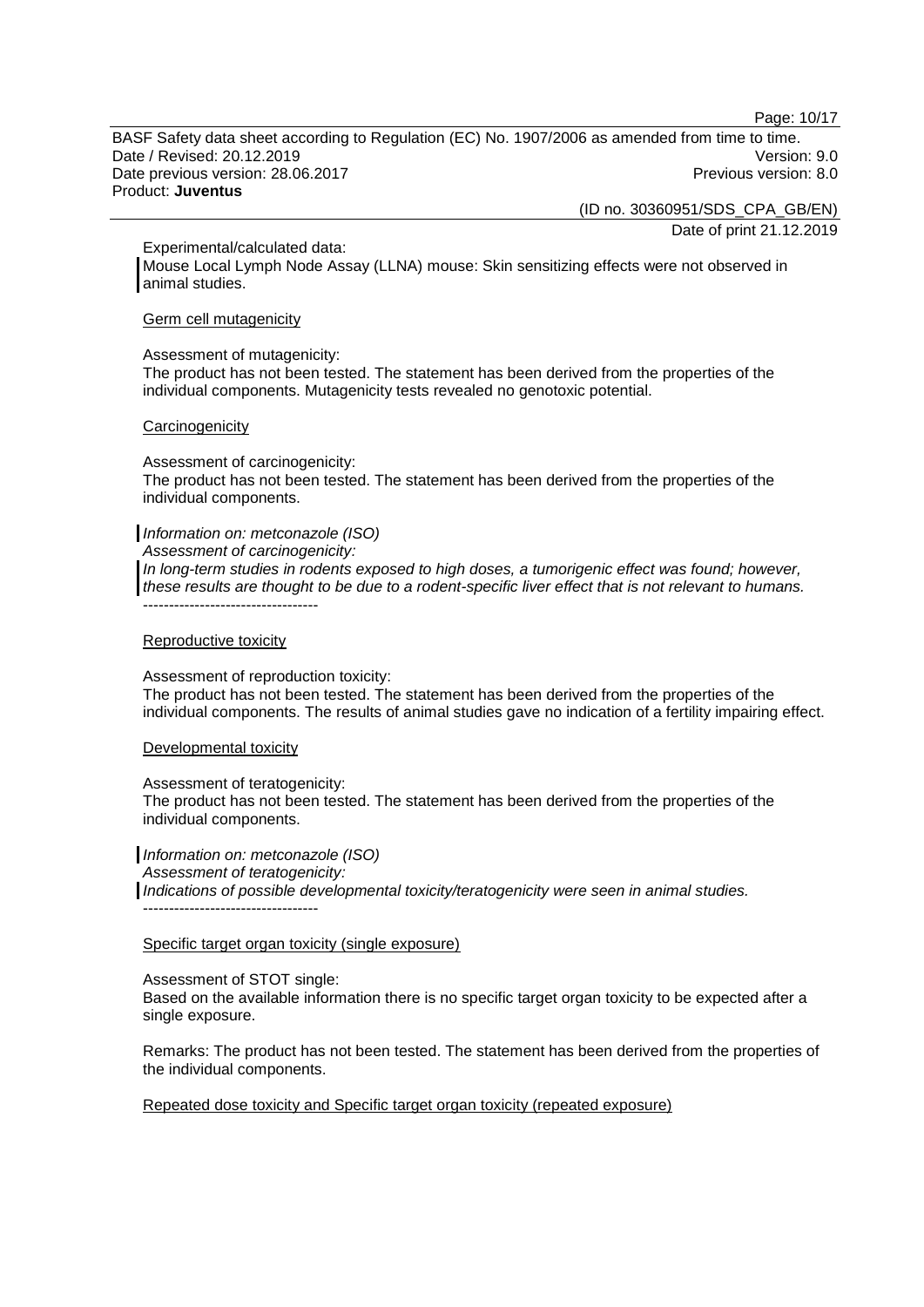Experimental/calculated data:
Mouse Local Lymph Node Assay (LLNA) mouse: Skin sensitizing effects were not observed in animal studies.

Germ cell mutagenicity

Assessment of mutagenicity:
The product has not been tested. The statement has been derived from the properties of the individual components. Mutagenicity tests revealed no genotoxic potential.

Carcinogenicity

Assessment of carcinogenicity:
The product has not been tested. The statement has been derived from the properties of the individual components.

*Information on: metconazole (ISO)*
*Assessment of carcinogenicity:*
*In long-term studies in rodents exposed to high doses, a tumorigenic effect was found; however, these results are thought to be due to a rodent-specific liver effect that is not relevant to humans.*
----------------------------------

Reproductive toxicity

Assessment of reproduction toxicity:
The product has not been tested. The statement has been derived from the properties of the individual components. The results of animal studies gave no indication of a fertility impairing effect.

Developmental toxicity

Assessment of teratogenicity:
The product has not been tested. The statement has been derived from the properties of the individual components.

*Information on: metconazole (ISO)*
*Assessment of teratogenicity:*
*Indications of possible developmental toxicity/teratogenicity were seen in animal studies.*
----------------------------------

Specific target organ toxicity (single exposure)

Assessment of STOT single:
Based on the available information there is no specific target organ toxicity to be expected after a single exposure.

Remarks: The product has not been tested. The statement has been derived from the properties of the individual components.

Repeated dose toxicity and Specific target organ toxicity (repeated exposure)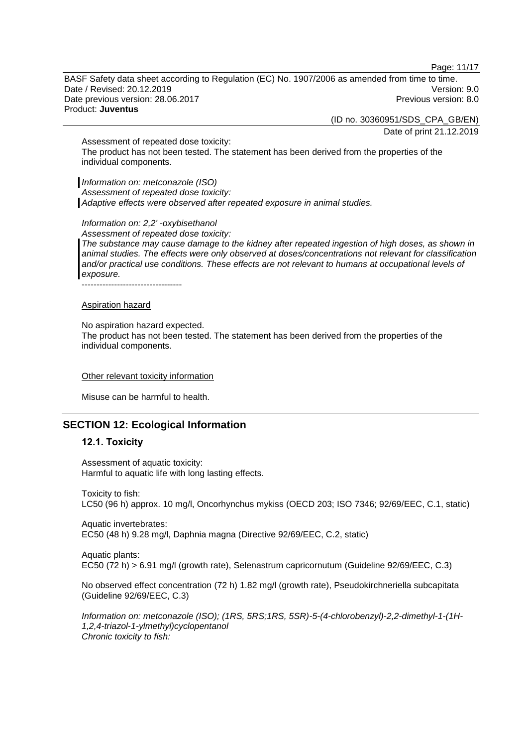Assessment of repeated dose toxicity:
The product has not been tested. The statement has been derived from the properties of the individual components.

*Information on: metconazole (ISO)*
*Assessment of repeated dose toxicity:*
*Adaptive effects were observed after repeated exposure in animal studies.*

*Information on: 2,2' -oxybisethanol*
*Assessment of repeated dose toxicity:*
*The substance may cause damage to the kidney after repeated ingestion of high doses, as shown in animal studies. The effects were only observed at doses/concentrations not relevant for classification and/or practical use conditions. These effects are not relevant to humans at occupational levels of exposure.*
----------------------------------

Aspiration hazard

No aspiration hazard expected.
The product has not been tested. The statement has been derived from the properties of the individual components.

Other relevant toxicity information

Misuse can be harmful to health.

## SECTION 12: Ecological Information

### 12.1. Toxicity

Assessment of aquatic toxicity:
Harmful to aquatic life with long lasting effects.

Toxicity to fish:
LC50 (96 h) approx. 10 mg/l, Oncorhynchus mykiss (OECD 203; ISO 7346; 92/69/EEC, C.1, static)

Aquatic invertebrates:
EC50 (48 h) 9.28 mg/l, Daphnia magna (Directive 92/69/EEC, C.2, static)

Aquatic plants:
EC50 (72 h) > 6.91 mg/l (growth rate), Selenastrum capricornutum (Guideline 92/69/EEC, C.3)

No observed effect concentration (72 h) 1.82 mg/l (growth rate), Pseudokirchneriella subcapitata (Guideline 92/69/EEC, C.3)

*Information on: metconazole (ISO); (1RS, 5RS;1RS, 5SR)-5-(4-chlorobenzyl)-2,2-dimethyl-1-(1H-1,2,4-triazol-1-ylmethyl)cyclopentanol*
*Chronic toxicity to fish:*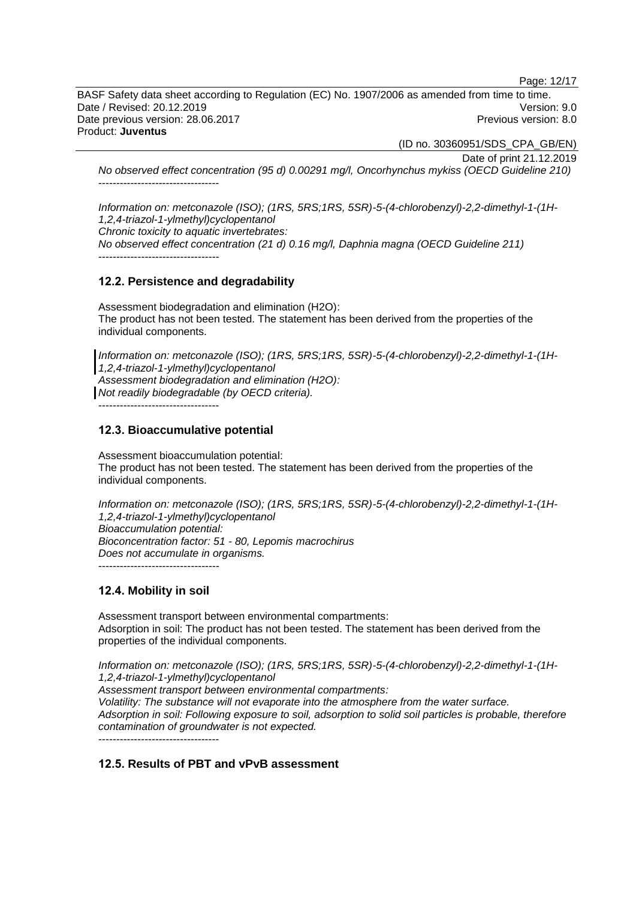*No observed effect concentration (95 d) 0.00291 mg/l, Oncorhynchus mykiss (OECD Guideline 210)*
----------------------------------

*Information on: metconazole (ISO); (1RS, 5RS;1RS, 5SR)-5-(4-chlorobenzyl)-2,2-dimethyl-1-(1H-1,2,4-triazol-1-ylmethyl)cyclopentanol*
*Chronic toxicity to aquatic invertebrates:*
*No observed effect concentration (21 d) 0.16 mg/l, Daphnia magna (OECD Guideline 211)*
----------------------------------

### 12.2. Persistence and degradability

Assessment biodegradation and elimination ($H_2O$):
The product has not been tested. The statement has been derived from the properties of the individual components.

*Information on: metconazole (ISO); (1RS, 5RS;1RS, 5SR)-5-(4-chlorobenzyl)-2,2-dimethyl-1-(1H-1,2,4-triazol-1-ylmethyl)cyclopentanol*
*Assessment biodegradation and elimination ($H_2O$):*
*Not readily biodegradable (by OECD criteria).*
----------------------------------

### 12.3. Bioaccumulative potential

Assessment bioaccumulation potential:
The product has not been tested. The statement has been derived from the properties of the individual components.

*Information on: metconazole (ISO); (1RS, 5RS;1RS, 5SR)-5-(4-chlorobenzyl)-2,2-dimethyl-1-(1H-1,2,4-triazol-1-ylmethyl)cyclopentanol*
*Bioaccumulation potential:*
*Bioconcentration factor: 51 - 80, Lepomis macrochirus*
*Does not accumulate in organisms.*
----------------------------------

### 12.4. Mobility in soil

Assessment transport between environmental compartments:
Adsorption in soil: The product has not been tested. The statement has been derived from the properties of the individual components.

*Information on: metconazole (ISO); (1RS, 5RS;1RS, 5SR)-5-(4-chlorobenzyl)-2,2-dimethyl-1-(1H-1,2,4-triazol-1-ylmethyl)cyclopentanol*
*Assessment transport between environmental compartments:*
*Volatility: The substance will not evaporate into the atmosphere from the water surface.*
*Adsorption in soil: Following exposure to soil, adsorption to solid soil particles is probable, therefore contamination of groundwater is not expected.*
----------------------------------

### 12.5. Results of PBT and vPvB assessment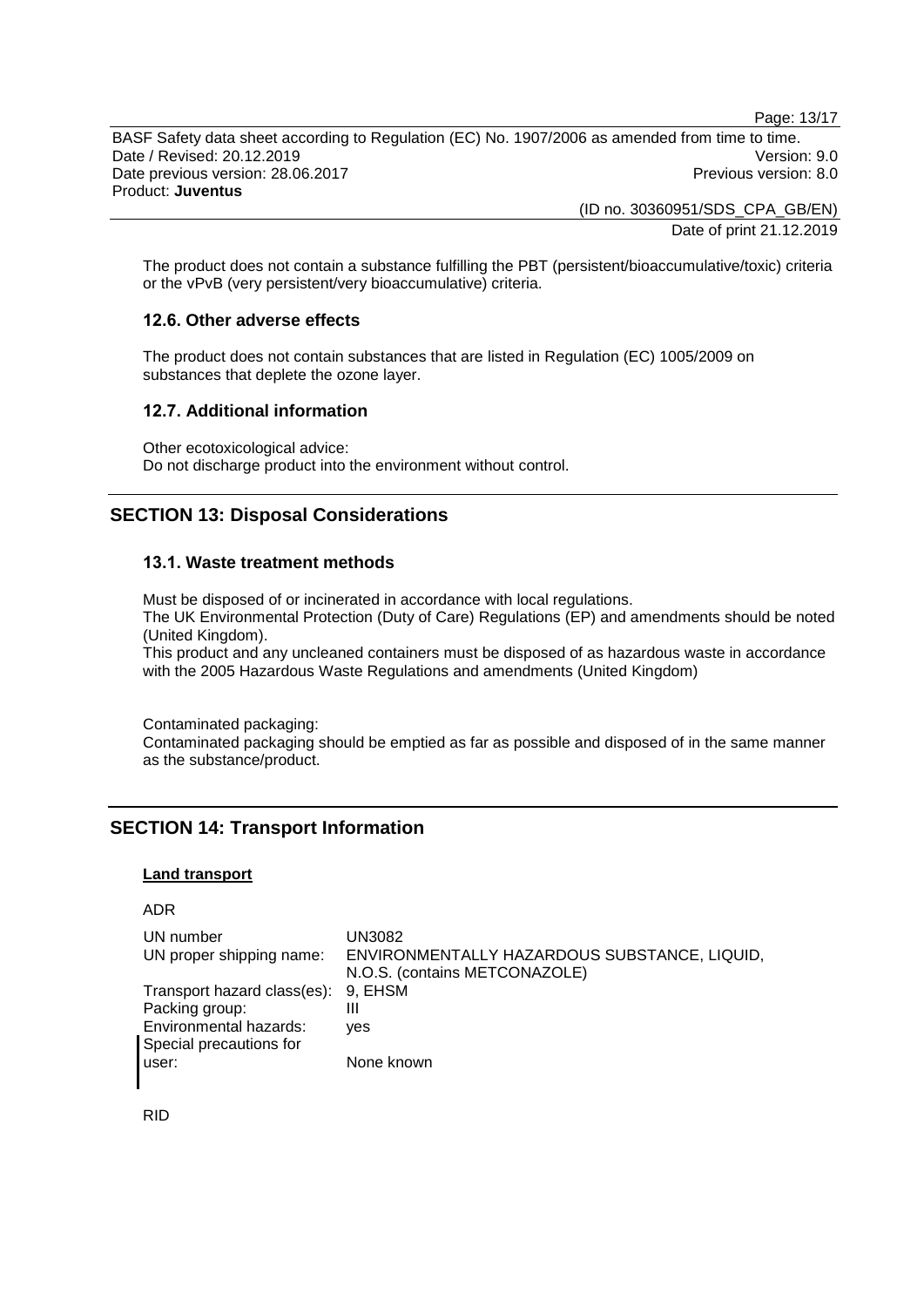The product does not contain a substance fulfilling the PBT (persistent/bioaccumulative/toxic) criteria or the vPvB (very persistent/very bioaccumulative) criteria.

### 12.6. Other adverse effects

The product does not contain substances that are listed in Regulation (EC) 1005/2009 on substances that deplete the ozone layer.

### 12.7. Additional information

Other ecotoxicological advice:
Do not discharge product into the environment without control.

## SECTION 13: Disposal Considerations

### 13.1. Waste treatment methods

Must be disposed of or incinerated in accordance with local regulations.
The UK Environmental Protection (Duty of Care) Regulations (EP) and amendments should be noted (United Kingdom).
This product and any uncleaned containers must be disposed of as hazardous waste in accordance with the 2005 Hazardous Waste Regulations and amendments (United Kingdom)

Contaminated packaging:
Contaminated packaging should be emptied as far as possible and disposed of in the same manner as the substance/product.

## SECTION 14: Transport Information

**Land transport**

ADR

| | |
|---|---|
| UN number | UN3082 |
| UN proper shipping name: | ENVIRONMENTALLY HAZARDOUS SUBSTANCE, LIQUID, N.O.S. (contains METCONAZOLE) |
| Transport hazard class(es): | 9, EHSM |
| Packing group: | III |
| Environmental hazards: | yes |
| Special precautions for user: | None known |

RID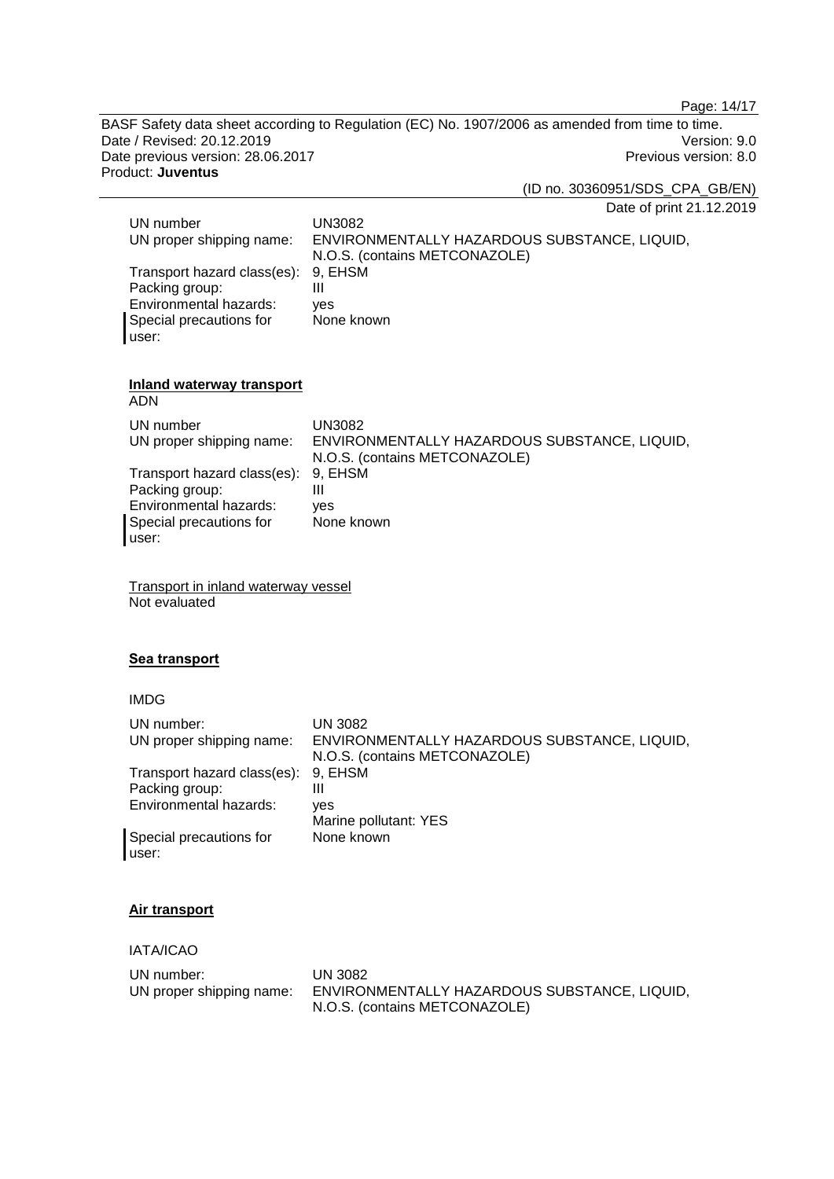| | |
|---|---|
| UN number | UN3082 |
| UN proper shipping name: | ENVIRONMENTALLY HAZARDOUS SUBSTANCE, LIQUID, N.O.S. (contains METCONAZOLE) |
| Transport hazard class(es): | 9, EHSM |
| Packing group: | III |
| Environmental hazards: | yes |
| Special precautions for user: | None known |

**Inland waterway transport**

ADN

| | |
|---|---|
| UN number | UN3082 |
| UN proper shipping name: | ENVIRONMENTALLY HAZARDOUS SUBSTANCE, LIQUID, N.O.S. (contains METCONAZOLE) |
| Transport hazard class(es): | 9, EHSM |
| Packing group: | III |
| Environmental hazards: | yes |
| Special precautions for user: | None known |

Transport in inland waterway vessel

Not evaluated

**Sea transport**

IMDG

| | |
|---|---|
| UN number: | UN 3082 |
| UN proper shipping name: | ENVIRONMENTALLY HAZARDOUS SUBSTANCE, LIQUID, N.O.S. (contains METCONAZOLE) |
| Transport hazard class(es): | 9, EHSM |
| Packing group: | III |
| Environmental hazards: | yes<br>Marine pollutant: YES |
| Special precautions for user: | None known |

**Air transport**

IATA/ICAO

| | |
|---|---|
| UN number: | UN 3082 |
| UN proper shipping name: | ENVIRONMENTALLY HAZARDOUS SUBSTANCE, LIQUID, N.O.S. (contains METCONAZOLE) |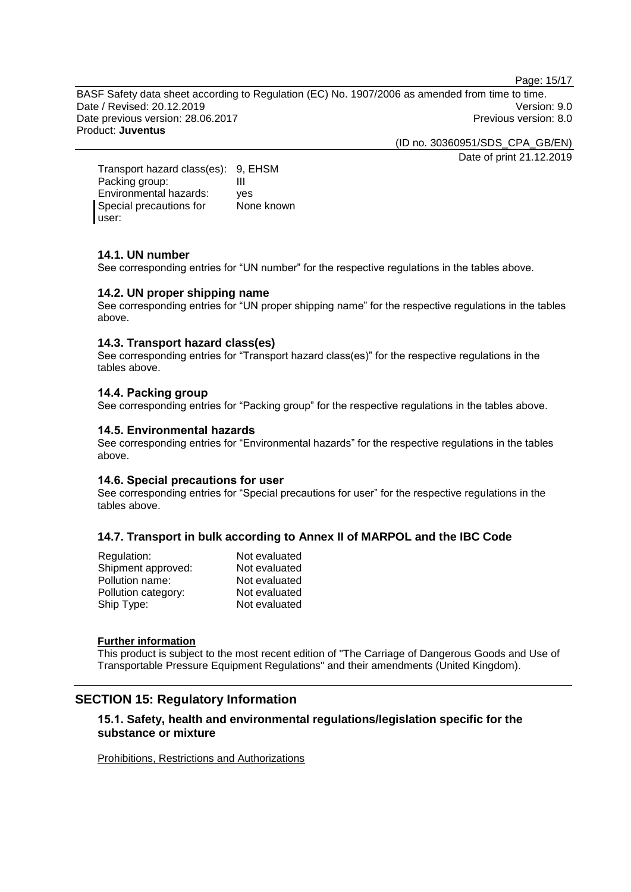| | |
|---|---|
| Transport hazard class(es): | 9, EHSM |
| Packing group: | III |
| Environmental hazards: | yes |
| Special precautions for user: | None known |

### 14.1. UN number

See corresponding entries for “UN number” for the respective regulations in the tables above.

### 14.2. UN proper shipping name

See corresponding entries for “UN proper shipping name” for the respective regulations in the tables above.

### 14.3. Transport hazard class(es)

See corresponding entries for “Transport hazard class(es)” for the respective regulations in the tables above.

### 14.4. Packing group

See corresponding entries for “Packing group” for the respective regulations in the tables above.

### 14.5. Environmental hazards

See corresponding entries for “Environmental hazards” for the respective regulations in the tables above.

### 14.6. Special precautions for user

See corresponding entries for “Special precautions for user” for the respective regulations in the tables above.

### 14.7. Transport in bulk according to Annex II of MARPOL and the IBC Code

| | |
|---|---|
| Regulation: | Not evaluated |
| Shipment approved: | Not evaluated |
| Pollution name: | Not evaluated |
| Pollution category: | Not evaluated |
| Ship Type: | Not evaluated |

**Further information**

This product is subject to the most recent edition of "The Carriage of Dangerous Goods and Use of Transportable Pressure Equipment Regulations" and their amendments (United Kingdom).

## SECTION 15: Regulatory Information

### 15.1. Safety, health and environmental regulations/legislation specific for the substance or mixture

Prohibitions, Restrictions and Authorizations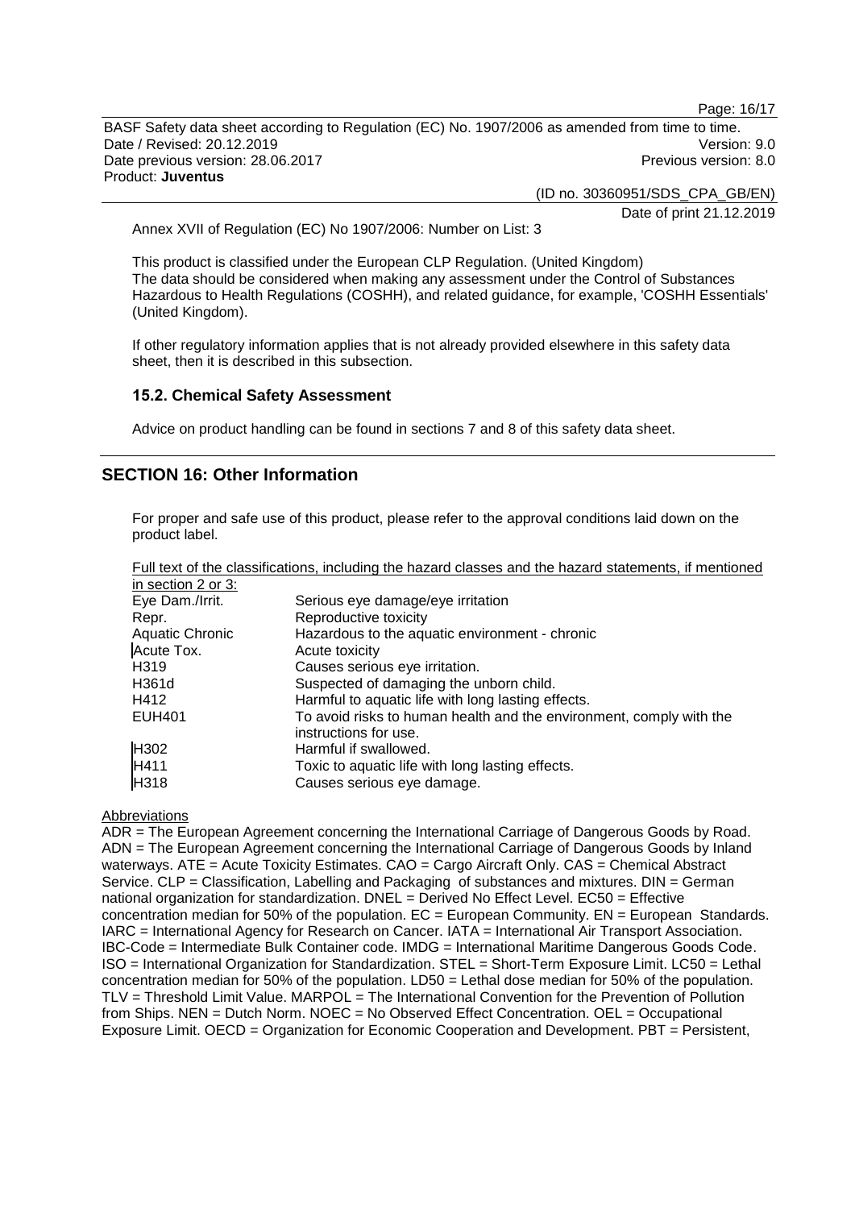Annex XVII of Regulation (EC) No 1907/2006: Number on List: 3

This product is classified under the European CLP Regulation. (United Kingdom)
The data should be considered when making any assessment under the Control of Substances Hazardous to Health Regulations (COSHH), and related guidance, for example, 'COSHH Essentials' (United Kingdom).

If other regulatory information applies that is not already provided elsewhere in this safety data sheet, then it is described in this subsection.

### 15.2. Chemical Safety Assessment

Advice on product handling can be found in sections 7 and 8 of this safety data sheet.

## SECTION 16: Other Information

For proper and safe use of this product, please refer to the approval conditions laid down on the product label.

Full text of the classifications, including the hazard classes and the hazard statements, if mentioned in section 2 or 3:

| | |
|---|---|
| Eye Dam./Irrit. | Serious eye damage/eye irritation |
| Repr. | Reproductive toxicity |
| Aquatic Chronic | Hazardous to the aquatic environment - chronic |
| Acute Tox. | Acute toxicity |
| H319 | Causes serious eye irritation. |
| H361d | Suspected of damaging the unborn child. |
| H412 | Harmful to aquatic life with long lasting effects. |
| EUH401 | To avoid risks to human health and the environment, comply with the instructions for use. |
| H302 | Harmful if swallowed. |
| H411 | Toxic to aquatic life with long lasting effects. |
| H318 | Causes serious eye damage. |

Abbreviations

ADR = The European Agreement concerning the International Carriage of Dangerous Goods by Road. ADN = The European Agreement concerning the International Carriage of Dangerous Goods by Inland waterways. ATE = Acute Toxicity Estimates. CAO = Cargo Aircraft Only. CAS = Chemical Abstract Service. CLP = Classification, Labelling and Packaging of substances and mixtures. DIN = German national organization for standardization. DNEL = Derived No Effect Level. EC50 = Effective concentration median for 50% of the population. EC = European Community. EN = European Standards. IARC = International Agency for Research on Cancer. IATA = International Air Transport Association. IBC-Code = Intermediate Bulk Container code. IMDG = International Maritime Dangerous Goods Code. ISO = International Organization for Standardization. STEL = Short-Term Exposure Limit. LC50 = Lethal concentration median for 50% of the population. LD50 = Lethal dose median for 50% of the population. TLV = Threshold Limit Value. MARPOL = The International Convention for the Prevention of Pollution from Ships. NEN = Dutch Norm. NOEC = No Observed Effect Concentration. OEL = Occupational Exposure Limit. OECD = Organization for Economic Cooperation and Development. PBT = Persistent,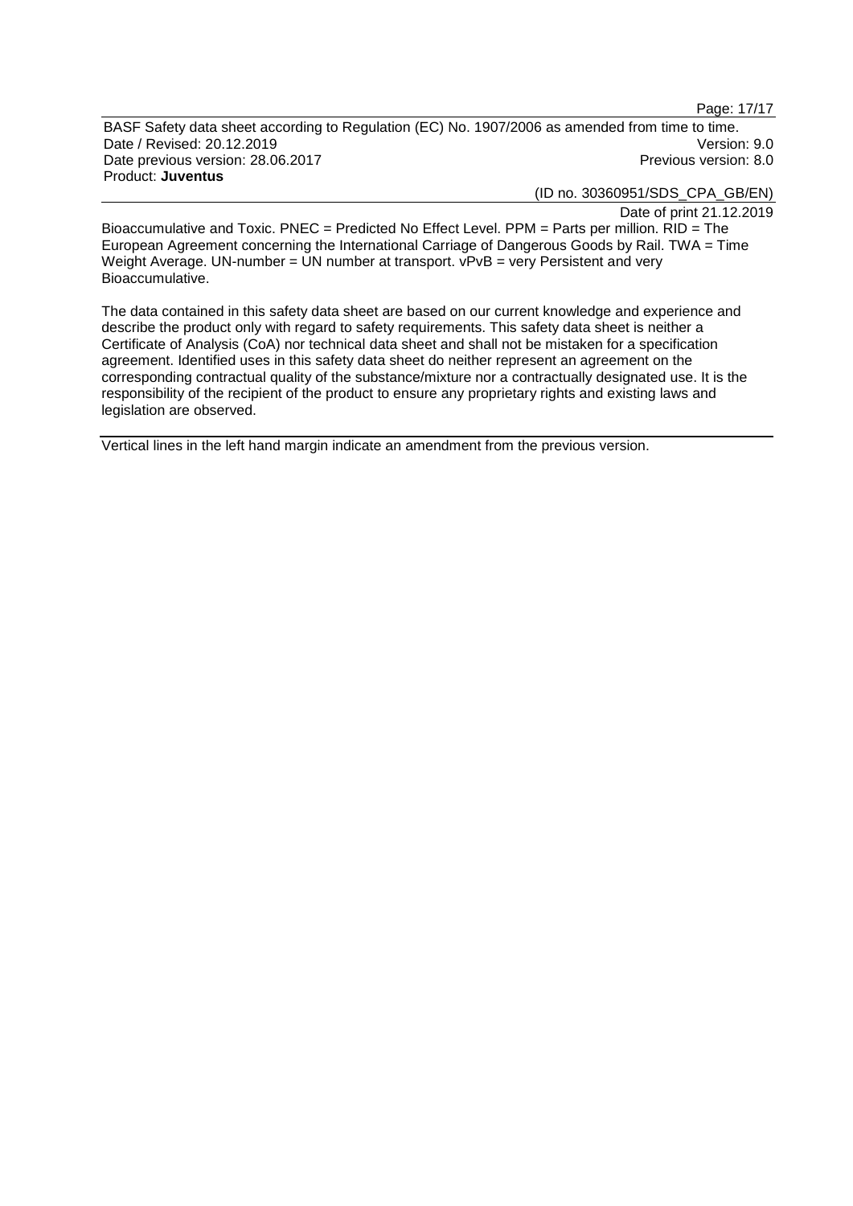Bioaccumulative and Toxic. PNEC = Predicted No Effect Level. PPM = Parts per million. RID = The European Agreement concerning the International Carriage of Dangerous Goods by Rail. TWA = Time Weight Average. UN-number = UN number at transport. vPvB = very Persistent and very Bioaccumulative.

The data contained in this safety data sheet are based on our current knowledge and experience and describe the product only with regard to safety requirements. This safety data sheet is neither a Certificate of Analysis (CoA) nor technical data sheet and shall not be mistaken for a specification agreement. Identified uses in this safety data sheet do neither represent an agreement on the corresponding contractual quality of the substance/mixture nor a contractually designated use. It is the responsibility of the recipient of the product to ensure any proprietary rights and existing laws and legislation are observed.

---

Vertical lines in the left hand margin indicate an amendment from the previous version.